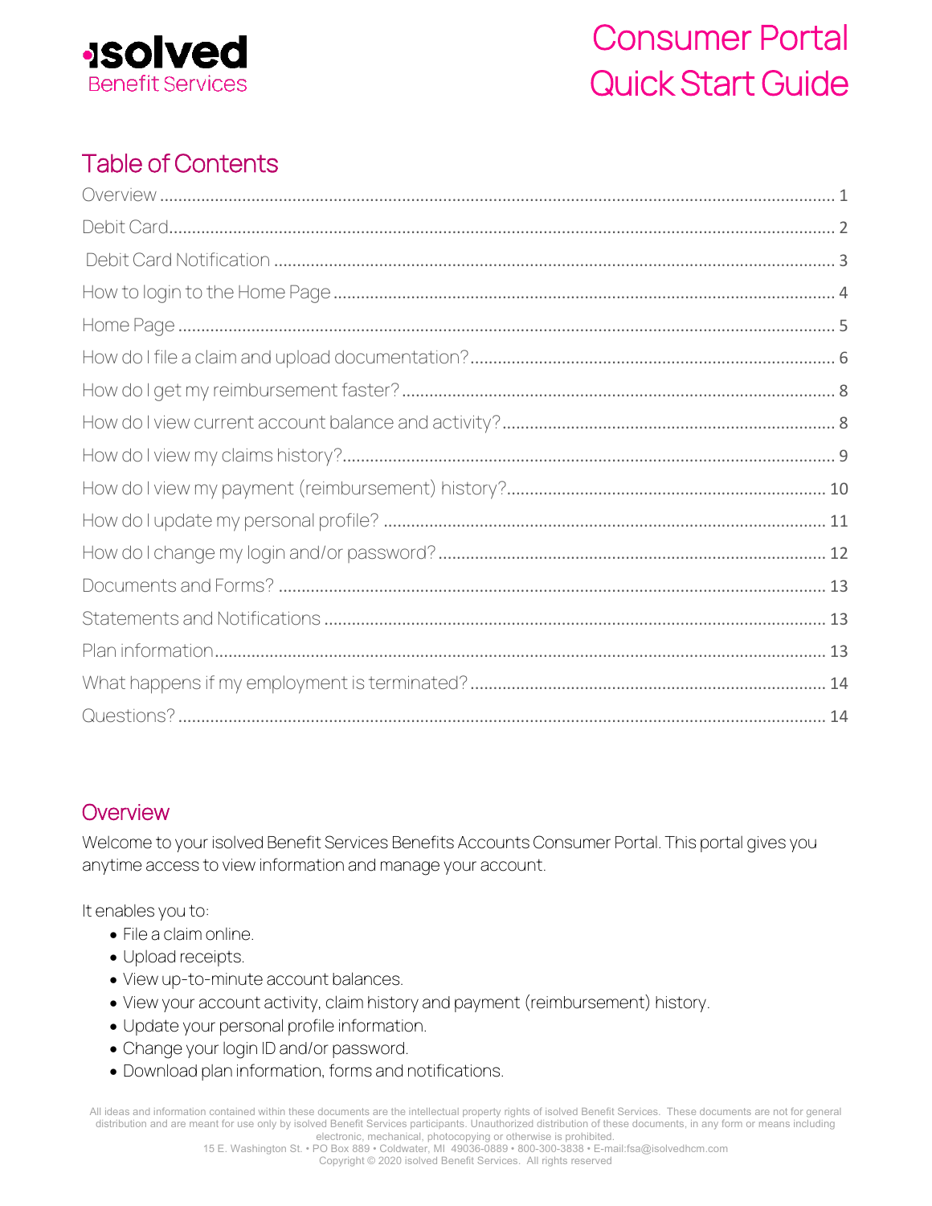isolved
Benefit Services

# Consumer Portal Quick Start Guide

## Table of Contents

| Section | Page |
|---|---|
| Overview | 1 |
| Debit Card | 2 |
| Debit Card Notification | 3 |
| How to login to the Home Page | 4 |
| Home Page | 5 |
| How do I file a claim and upload documentation? | 6 |
| How do I get my reimbursement faster? | 8 |
| How do I view current account balance and activity? | 8 |
| How do I view my claims history? | 9 |
| How do I view my payment (reimbursement) history? | 10 |
| How do I update my personal profile? | 11 |
| How do I change my login and/or password? | 12 |
| Documents and Forms? | 13 |
| Statements and Notifications | 13 |
| Plan information | 13 |
| What happens if my employment is terminated? | 14 |
| Questions? | 14 |

## Overview

Welcome to your isolved Benefit Services Benefits Accounts Consumer Portal. This portal gives you anytime access to view information and manage your account.

It enables you to:

- File a claim online.
- Upload receipts.
- View up-to-minute account balances.
- View your account activity, claim history and payment (reimbursement) history.
- Update your personal profile information.
- Change your login ID and/or password.
- Download plan information, forms and notifications.

All ideas and information contained within these documents are the intellectual property rights of isolved Benefit Services. These documents are not for general distribution and are meant for use only by isolved Benefit Services participants. Unauthorized distribution of these documents, in any form or means including electronic, mechanical, photocopying or otherwise is prohibited.
15 E. Washington St. • PO Box 889 • Coldwater, MI 49036-0889 • 800-300-3838 • E-mail:fsa@isolvedhcm.com
Copyright © 2020 isolved Benefit Services. All rights reserved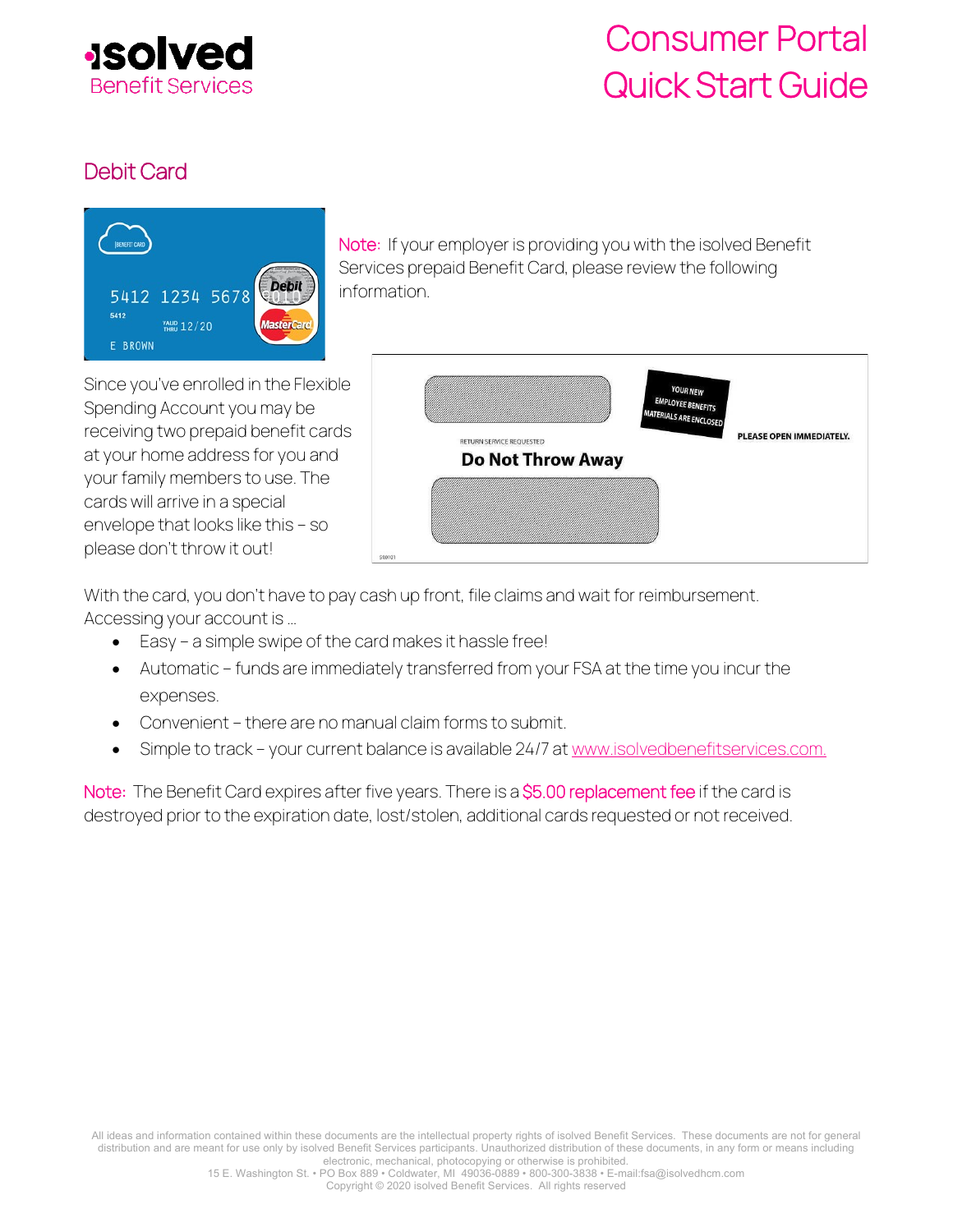# Consumer Portal Quick Start Guide

## Debit Card

Note: If your employer is providing you with the isolved Benefit Services prepaid Benefit Card, please review the following information.

Since you've enrolled in the Flexible Spending Account you may be receiving two prepaid benefit cards at your home address for you and your family members to use. The cards will arrive in a special envelope that looks like this – so please don't throw it out!

With the card, you don't have to pay cash up front, file claims and wait for reimbursement. Accessing your account is …

- Easy – a simple swipe of the card makes it hassle free!
- Automatic – funds are immediately transferred from your FSA at the time you incur the expenses.
- Convenient – there are no manual claim forms to submit.
- Simple to track – your current balance is available 24/7 at www.isolvedbenefitservices.com.

Note: The Benefit Card expires after five years. There is a $5.00 replacement fee if the card is destroyed prior to the expiration date, lost/stolen, additional cards requested or not received.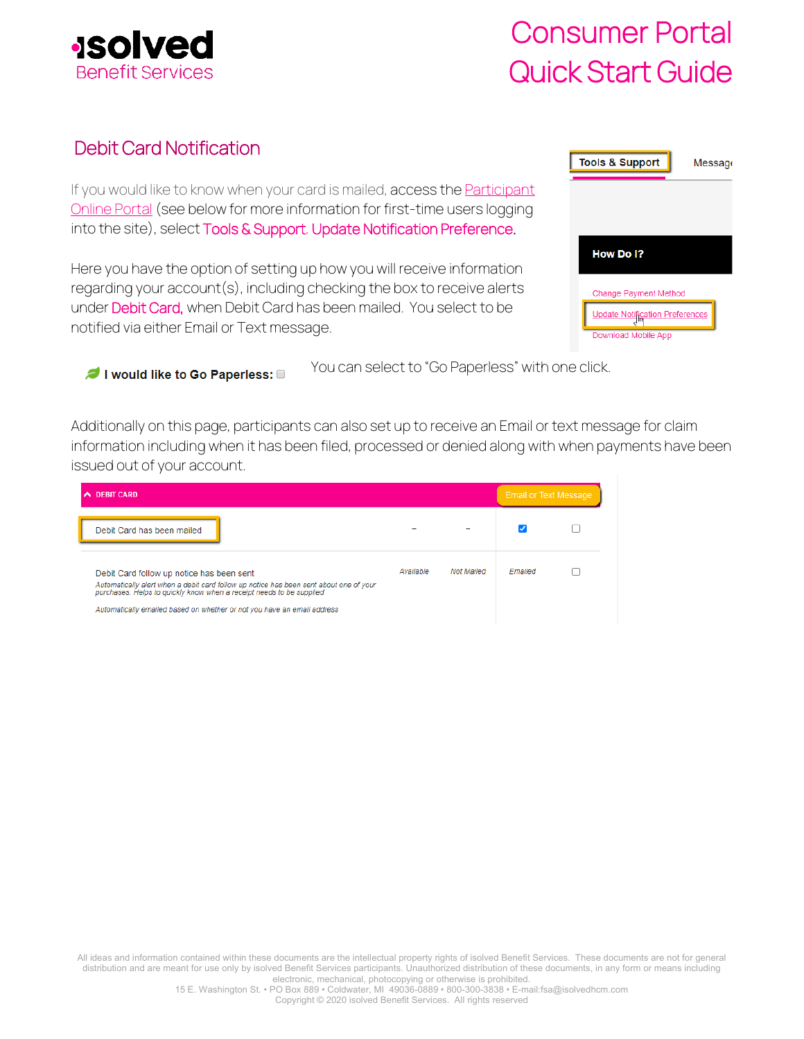## Debit Card Notification

If you would like to know when your card is mailed, access the Participant Online Portal (see below for more information for first-time users logging into the site), select Tools & Support, Update Notification Preference.

Here you have the option of setting up how you will receive information regarding your account(s), including checking the box to receive alerts under Debit Card, when Debit Card has been mailed. You select to be notified via either Email or Text message.

Tools & Support | Message

How Do I?

- Change Payment Method
- Update Notification Preferences
- Download Mobile App

**I would like to Go Paperless:** ☐ You can select to "Go Paperless" with one click.

Additionally on this page, participants can also set up to receive an Email or text message for claim information including when it has been filed, processed or denied along with when payments have been issued out of your account.

| DEBIT CARD | | | Email or Text Message | |
|---|---|---|---|---|
| Debit Card has been mailed | – | – | ☑ | ☐ |
| Debit Card follow up notice has been sent<br>*Automatically alert when a debit card follow up notice has been sent about one of your purchases. Helps to quickly know when a receipt needs to be supplied*<br>*Automatically emailed based on whether or not you have an email address* | *Available* | *Not Mailed* | *Emailed* | ☐ |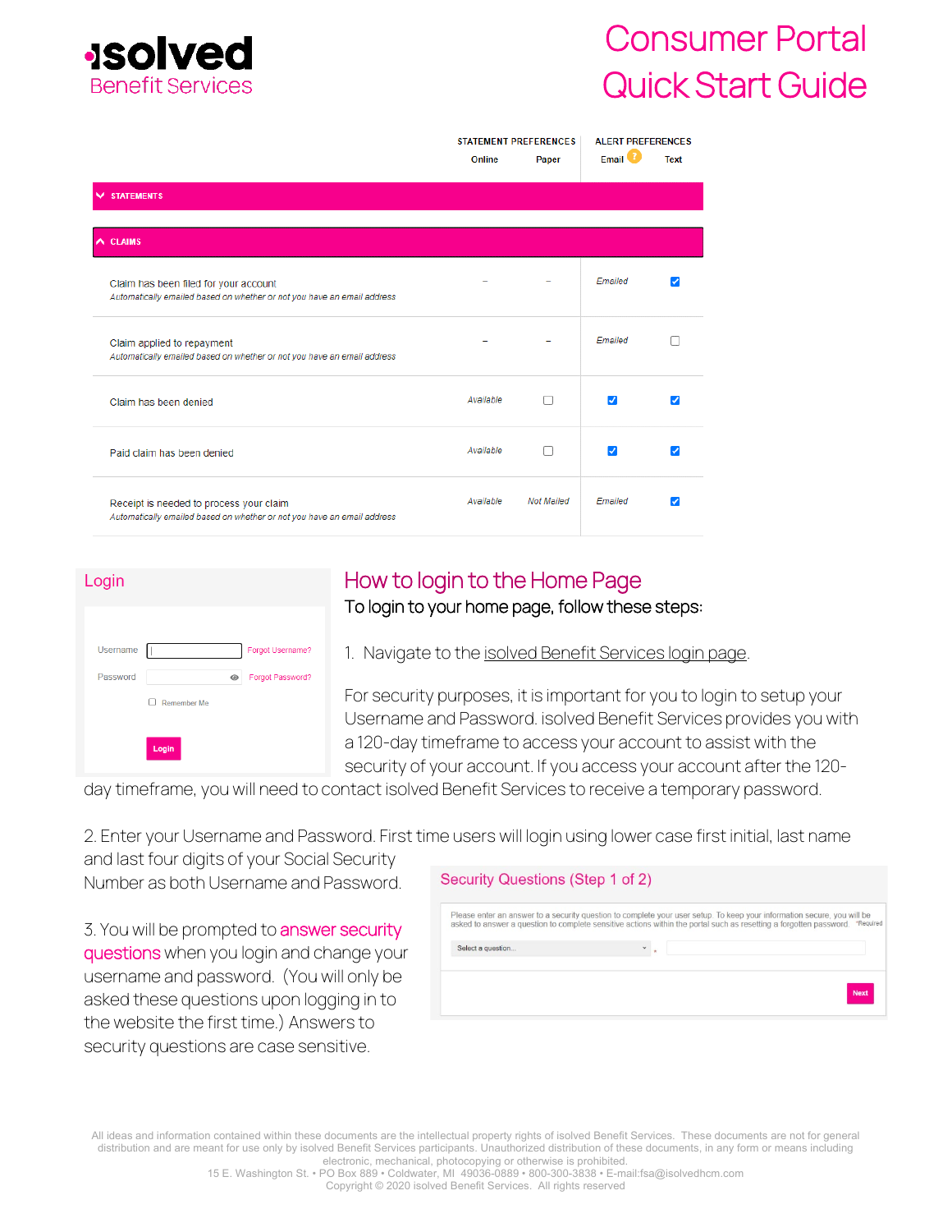# Consumer Portal Quick Start Guide

| | STATEMENT PREFERENCES | | ALERT PREFERENCES | |
|---|---|---|---|---|
| | Online | Paper | Email | Text |
| **STATEMENTS** | | | | |
| **CLAIMS** | | | | |
| Claim has been filed for your account *Automatically emailed based on whether or not you have an email address* | – | – | *Emailed* | ☑ |
| Claim applied to repayment *Automatically emailed based on whether or not you have an email address* | – | – | *Emailed* | ☐ |
| Claim has been denied | *Available* | ☐ | ☑ | ☑ |
| Paid claim has been denied | *Available* | ☐ | ☑ | ☑ |
| Receipt is needed to process your claim *Automatically emailed based on whether or not you have an email address* | *Available* | *Not Mailed* | *Emailed* | ☑ |

**Login**

Username [ ] Forgot Username?
Password [ ] Forgot Password?
☐ Remember Me
Login

## How to login to the Home Page

To login to your home page, follow these steps:

1. Navigate to the isolved Benefit Services login page.

For security purposes, it is important for you to login to setup your Username and Password. isolved Benefit Services provides you with a 120-day timeframe to access your account to assist with the security of your account. If you access your account after the 120-day timeframe, you will need to contact isolved Benefit Services to receive a temporary password.

2. Enter your Username and Password. First time users will login using lower case first initial, last name and last four digits of your Social Security Number as both Username and Password.

3. You will be prompted to answer security questions when you login and change your username and password. (You will only be asked these questions upon logging in to the website the first time.) Answers to security questions are case sensitive.

**Security Questions (Step 1 of 2)**

Please enter an answer to a security question to complete your user setup. To keep your information secure, you will be asked to answer a question to complete sensitive actions within the portal such as resetting a forgotten password. *Required

Select a question... *

Next

All ideas and information contained within these documents are the intellectual property rights of isolved Benefit Services. These documents are not for general distribution and are meant for use only by isolved Benefit Services participants. Unauthorized distribution of these documents, in any form or means including electronic, mechanical, photocopying or otherwise is prohibited.
15 E. Washington St. • PO Box 889 • Coldwater, MI 49036-0889 • 800-300-3838 • E-mail:fsa@isolvedhcm.com
Copyright © 2020 isolved Benefit Services. All rights reserved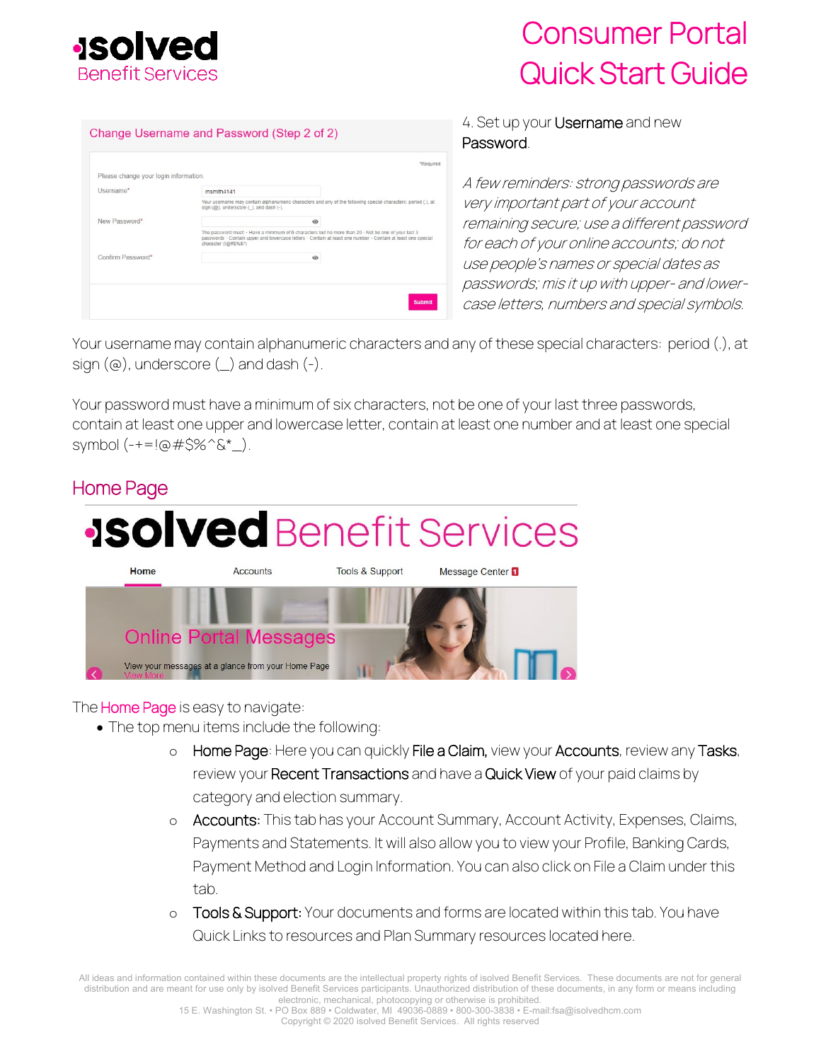4. Set up your **Username** and new **Password**.

*A few reminders: strong passwords are very important part of your account remaining secure; use a different password for each of your online accounts; do not use people's names or special dates as passwords; mis it up with upper- and lower-case letters, numbers and special symbols.*

Your username may contain alphanumeric characters and any of these special characters: period (.), at sign (@), underscore (_) and dash (-).

Your password must have a minimum of six characters, not be one of your last three passwords, contain at least one upper and lowercase letter, contain at least one number and at least one special symbol (-+=!@#$%^&*_).

## Home Page

The Home Page is easy to navigate:

- The top menu items include the following:
  - **Home Page**: Here you can quickly **File a Claim**, view your **Accounts**, review any **Tasks**, review your **Recent Transactions** and have a **Quick View** of your paid claims by category and election summary.
  - **Accounts**: This tab has your Account Summary, Account Activity, Expenses, Claims, Payments and Statements. It will also allow you to view your Profile, Banking Cards, Payment Method and Login Information. You can also click on File a Claim under this tab.
  - **Tools & Support**: Your documents and forms are located within this tab. You have Quick Links to resources and Plan Summary resources located here.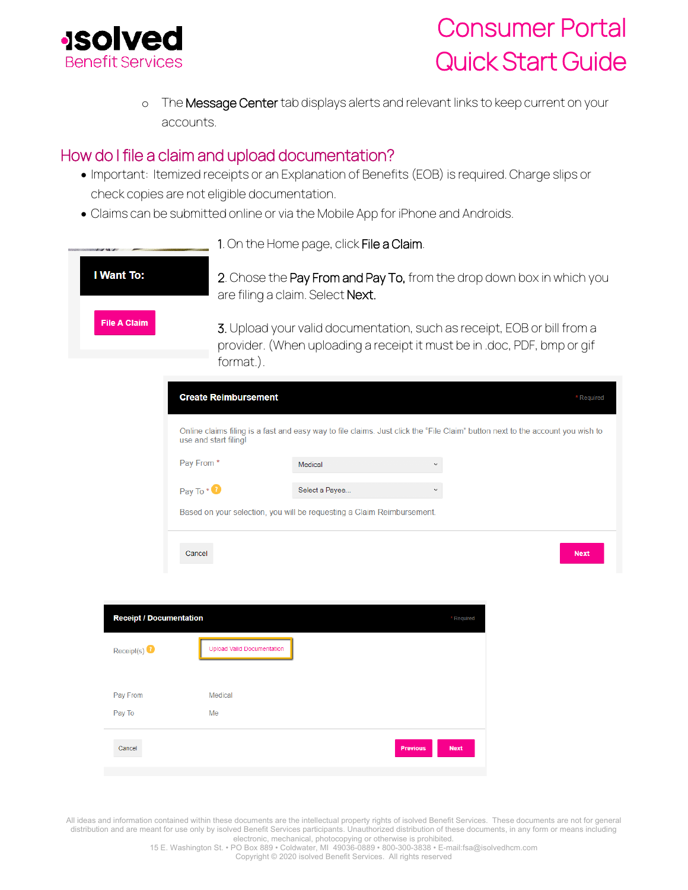- The **Message Center** tab displays alerts and relevant links to keep current on your accounts.

## How do I file a claim and upload documentation?

- Important: Itemized receipts or an Explanation of Benefits (EOB) is required. Charge slips or check copies are not eligible documentation.
- Claims can be submitted online or via the Mobile App for iPhone and Androids.

**I Want To:**

File A Claim

1. On the Home page, click **File a Claim**.

2. Chose the **Pay From and Pay To,** from the drop down box in which you are filing a claim. Select **Next.**

3. Upload your valid documentation, such as receipt, EOB or bill from a provider. (When uploading a receipt it must be in .doc, PDF, bmp or gif format.).

**Create Reimbursement**

\* Required

Online claims filing is a fast and easy way to file claims. Just click the "File Claim" button next to the account you wish to use and start filing!

Pay From * Medical

Pay To * Select a Payee...

Based on your selection, you will be requesting a Claim Reimbursement.

Cancel | Next

**Receipt / Documentation**

\* Required

Receipt(s) Upload Valid Documentation

Pay From Medical

Pay To Me

Cancel | Previous | Next

All ideas and information contained within these documents are the intellectual property rights of isolved Benefit Services. These documents are not for general distribution and are meant for use only by isolved Benefit Services participants. Unauthorized distribution of these documents, in any form or means including electronic, mechanical, photocopying or otherwise is prohibited.
15 E. Washington St. • PO Box 889 • Coldwater, MI 49036-0889 • 800-300-3838 • E-mail:fsa@isolvedhcm.com
Copyright © 2020 isolved Benefit Services. All rights reserved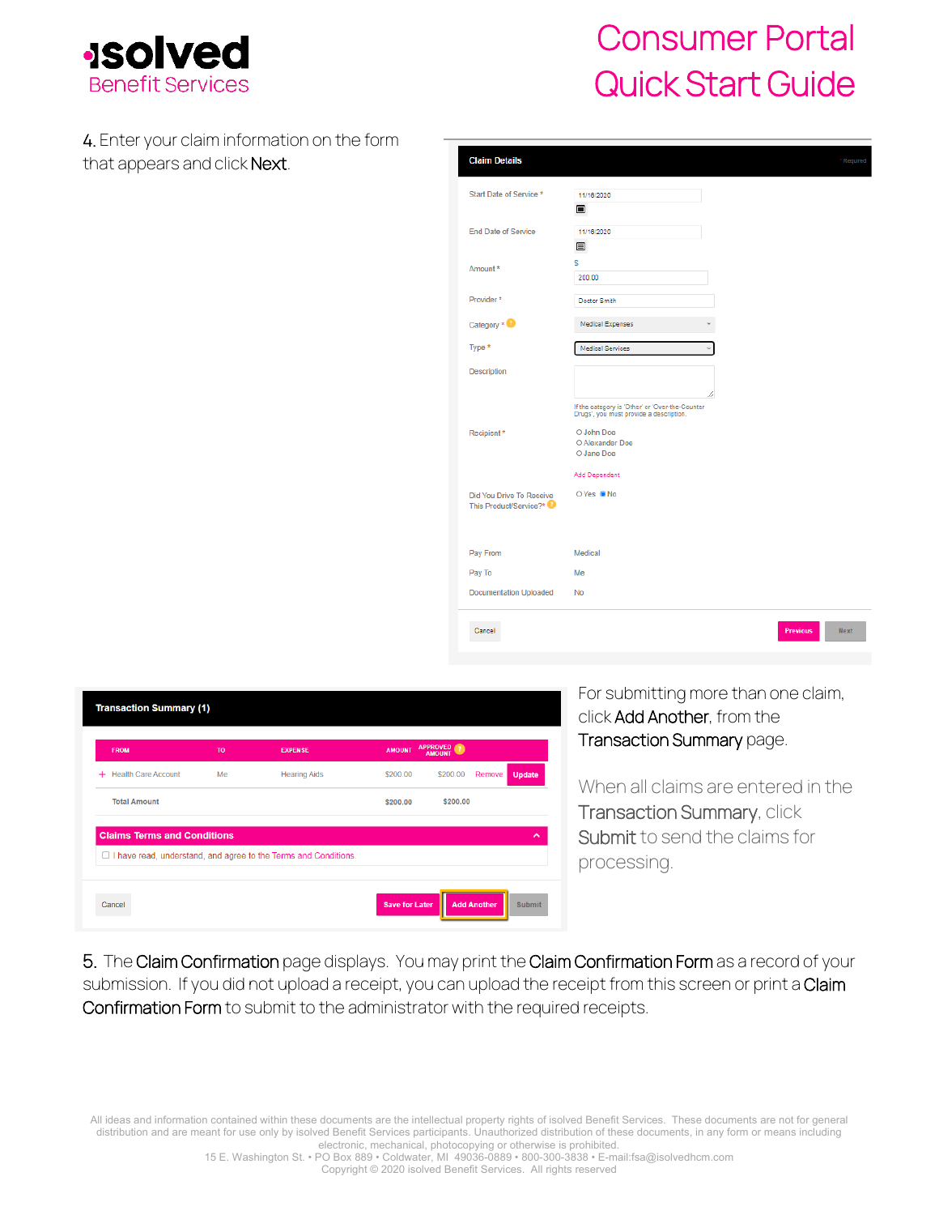4. Enter your claim information on the form that appears and click **Next**.

For submitting more than one claim, click **Add Another**, from the **Transaction Summary** page.

When all claims are entered in the **Transaction Summary**, click **Submit** to send the claims for processing.

5. The **Claim Confirmation** page displays. You may print the **Claim Confirmation Form** as a record of your submission. If you did not upload a receipt, you can upload the receipt from this screen or print a **Claim Confirmation Form** to submit to the administrator with the required receipts.

All ideas and information contained within these documents are the intellectual property rights of isolved Benefit Services. These documents are not for general distribution and are meant for use only by isolved Benefit Services participants. Unauthorized distribution of these documents, in any form or means including electronic, mechanical, photocopying or otherwise is prohibited.
15 E. Washington St. • PO Box 889 • Coldwater, MI 49036-0889 • 800-300-3838 • E-mail:fsa@isolvedhcm.com
Copyright © 2020 isolved Benefit Services. All rights reserved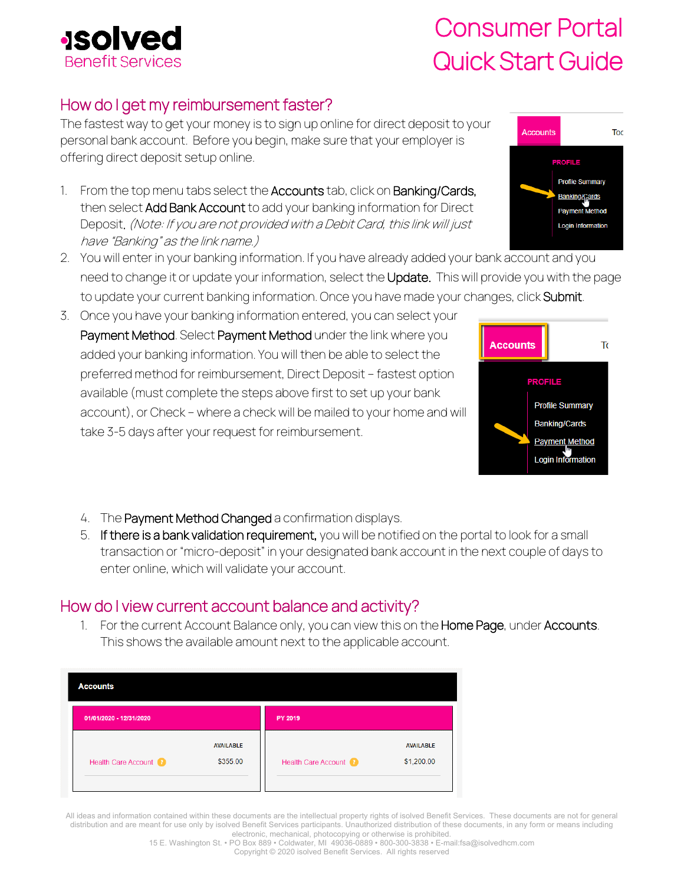# Consumer Portal Quick Start Guide

## How do I get my reimbursement faster?

The fastest way to get your money is to sign up online for direct deposit to your personal bank account. Before you begin, make sure that your employer is offering direct deposit setup online.

1. From the top menu tabs select the **Accounts** tab, click on **Banking/Cards**, then select **Add Bank Account** to add your banking information for Direct Deposit. *(Note: If you are not provided with a Debit Card, this link will just have "Banking" as the link name.)*
2. You will enter in your banking information. If you have already added your bank account and you need to change it or update your information, select the **Update**. This will provide you with the page to update your current banking information. Once you have made your changes, click **Submit**.
3. Once you have your banking information entered, you can select your **Payment Method**. Select **Payment Method** under the link where you added your banking information. You will then be able to select the preferred method for reimbursement, Direct Deposit – fastest option available (must complete the steps above first to set up your bank account), or Check – where a check will be mailed to your home and will take 3-5 days after your request for reimbursement.
4. The **Payment Method Changed** a confirmation displays.
5. **If there is a bank validation requirement,** you will be notified on the portal to look for a small transaction or "micro-deposit" in your designated bank account in the next couple of days to enter online, which will validate your account.

## How do I view current account balance and activity?

1. For the current Account Balance only, you can view this on the **Home Page**, under **Accounts**. This shows the available amount next to the applicable account.

| Accounts | | | |
|---|---|---|---|
| 01/01/2020 - 12/31/2020 | AVAILABLE | PY 2019 | AVAILABLE |
| Health Care Account | $355.00 | Health Care Account | $1,200.00 |

All ideas and information contained within these documents are the intellectual property rights of isolved Benefit Services. These documents are not for general distribution and are meant for use only by isolved Benefit Services participants. Unauthorized distribution of these documents, in any form or means including electronic, mechanical, photocopying or otherwise is prohibited.
15 E. Washington St. • PO Box 889 • Coldwater, MI 49036-0889 • 800-300-3838 • E-mail:fsa@isolvedhcm.com
Copyright © 2020 isolved Benefit Services. All rights reserved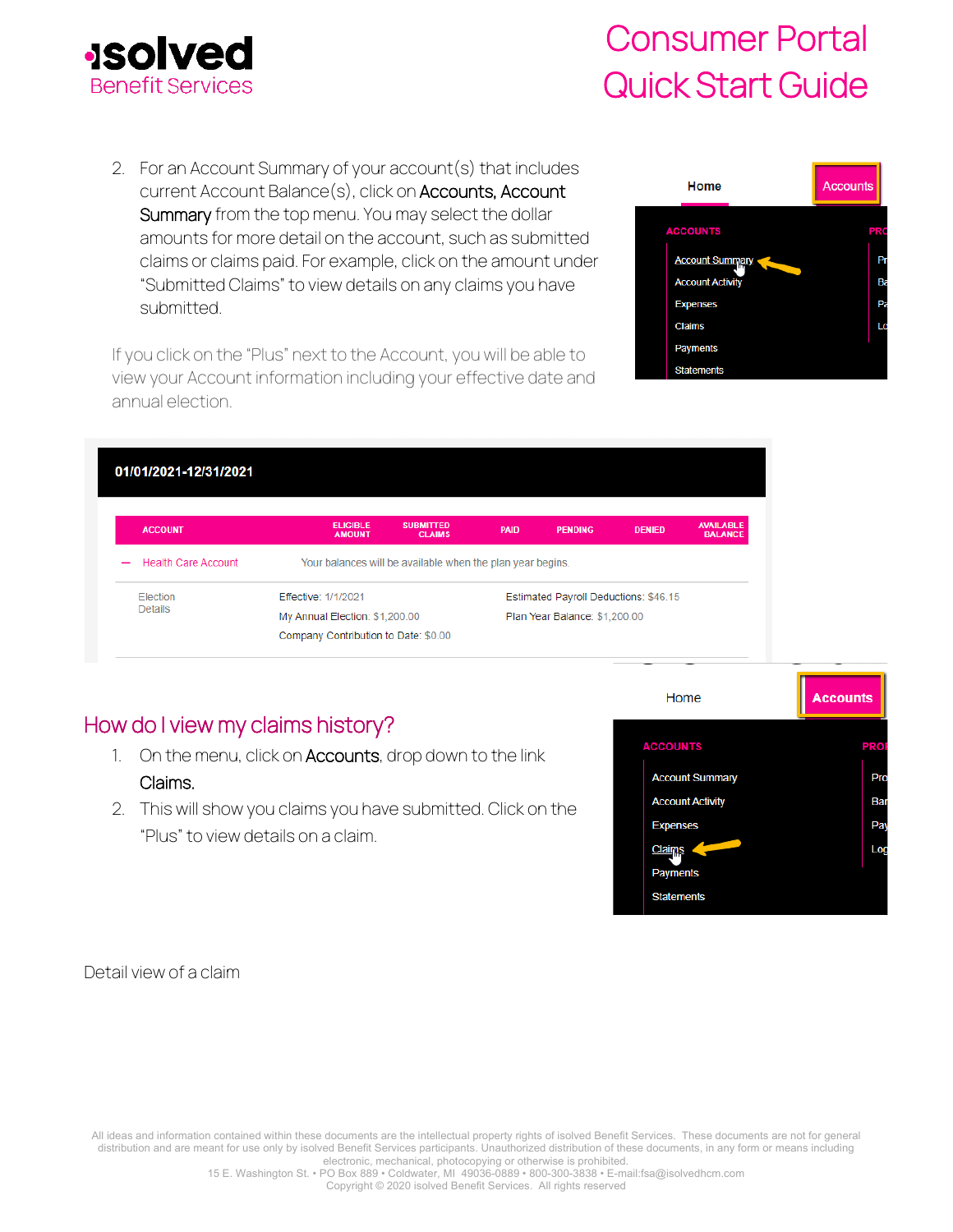2. For an Account Summary of your account(s) that includes current Account Balance(s), click on **Accounts, Account Summary** from the top menu. You may select the dollar amounts for more detail on the account, such as submitted claims or claims paid. For example, click on the amount under "Submitted Claims" to view details on any claims you have submitted.

If you click on the "Plus" next to the Account, you will be able to view your Account information including your effective date and annual election.

**01/01/2021-12/31/2021**

| ACCOUNT | ELIGIBLE AMOUNT | SUBMITTED CLAIMS | PAID | PENDING | DENIED | AVAILABLE BALANCE |
|---|---|---|---|---|---|---|
| — Health Care Account | Your balances will be available when the plan year begins. | | | | | |
| Election Details | Effective: 1/1/2021<br>My Annual Election: $1,200.00<br>Company Contribution to Date: $0.00 | | | Estimated Payroll Deductions: $46.15<br>Plan Year Balance: $1,200.00 | | |

## How do I view my claims history?

1. On the menu, click on **Accounts**, drop down to the link **Claims**.
2. This will show you claims you have submitted. Click on the "Plus" to view details on a claim.

Detail view of a claim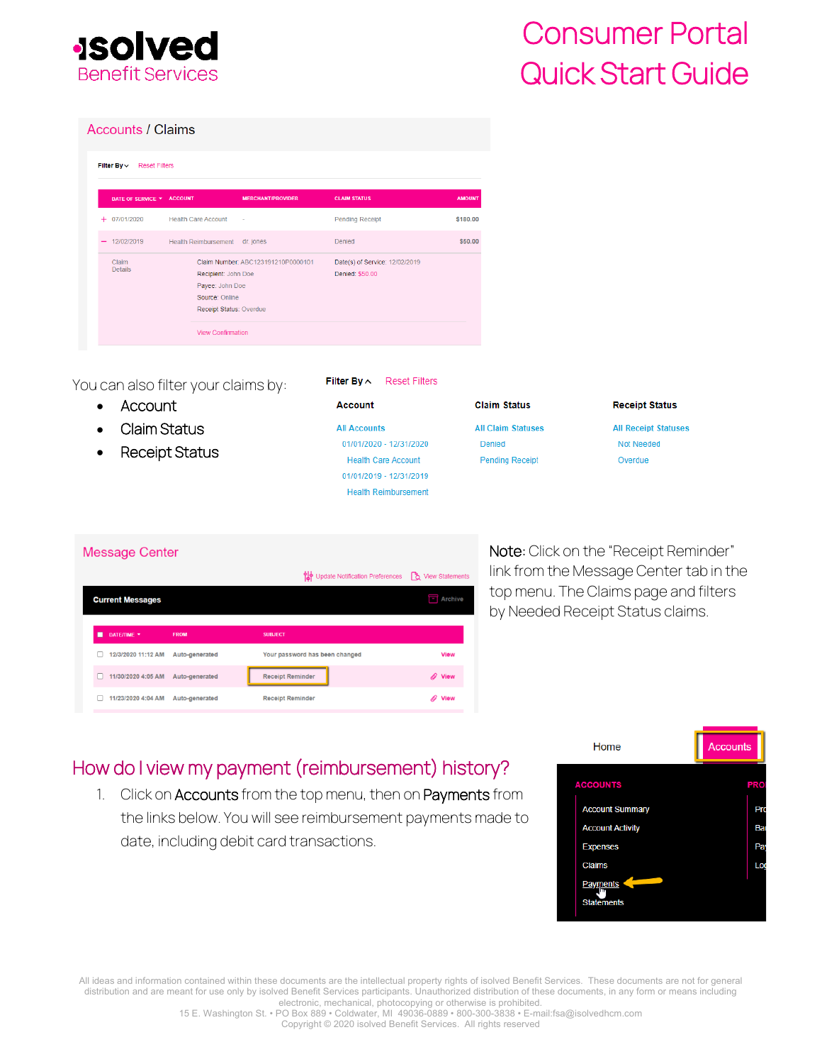# Consumer Portal Quick Start Guide

**Accounts / Claims**

Filter By Reset Filters

| DATE OF SERVICE | ACCOUNT | MERCHANT/PROVIDER | CLAIM STATUS | AMOUNT |
|---|---|---|---|---|
| 07/01/2020 | Health Care Account | - | Pending Receipt | $180.00 |
| 12/02/2019 | Health Reimbursement | dr. jones | Denied | $50.00 |

Claim Details

Claim Number: ABC123191210P0000101
Recipient: John Doe
Payee: John Doe
Source: Online
Receipt Status: Overdue

Date(s) of Service: 12/02/2019
Denied: $50.00

View Confirmation

You can also filter your claims by:

- Account
- Claim Status
- Receipt Status

Filter By Reset Filters

| Account | Claim Status | Receipt Status |
|---|---|---|
| All Accounts | All Claim Statuses | All Receipt Statuses |
| 01/01/2020 - 12/31/2020 | Denied | Not Needed |
| Health Care Account | Pending Receipt | Overdue |
| 01/01/2019 - 12/31/2019 | | |
| Health Reimbursement | | |

**Message Center**

Update Notification Preferences View Statements

Current Messages Archive

| DATE/TIME | FROM | SUBJECT | |
|---|---|---|---|
| 12/3/2020 11:12 AM | Auto-generated | Your password has been changed | View |
| 11/30/2020 4:05 AM | Auto-generated | Receipt Reminder | View |
| 11/23/2020 4:04 AM | Auto-generated | Receipt Reminder | View |

**Note:** Click on the "Receipt Reminder" link from the Message Center tab in the top menu. The Claims page and filters by Needed Receipt Status claims.

## How do I view my payment (reimbursement) history?

1. Click on **Accounts** from the top menu, then on **Payments** from the links below. You will see reimbursement payments made to date, including debit card transactions.

Home Accounts

ACCOUNTS
- Account Summary
- Account Activity
- Expenses
- Claims
- Payments
- Statements

All ideas and information contained within these documents are the intellectual property rights of isolved Benefit Services. These documents are not for general distribution and are meant for use only by isolved Benefit Services participants. Unauthorized distribution of these documents, in any form or means including electronic, mechanical, photocopying or otherwise is prohibited.
15 E. Washington St. • PO Box 889 • Coldwater, MI 49036-0889 • 800-300-3838 • E-mail:fsa@isolvedhcm.com
Copyright © 2020 isolved Benefit Services. All rights reserved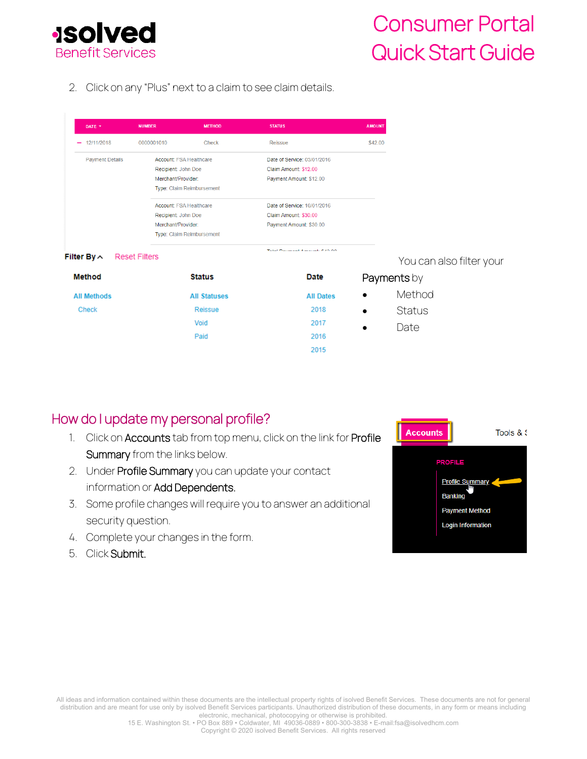2. Click on any "Plus" next to a claim to see claim details.

| DATE | NUMBER | METHOD | STATUS | AMOUNT |
|---|---|---|---|---|
| − 12/11/2018 | 0000001010 | Check | Reissue | $42.00 |

Payment Details

| Account: FSA Healthcare | Date of Service: 03/01/2016 |
|---|---|
| Recipient: John Doe | Claim Amount: $12.00 |
| Merchant/Provider: | Payment Amount: $12.00 |
| Type: Claim Reimbursement | |

| Account: FSA Healthcare | Date of Service: 10/01/2016 |
|---|---|
| Recipient: John Doe | Claim Amount: $30.00 |
| Merchant/Provider: | Payment Amount: $30.00 |
| Type: Claim Reimbursement | |

Filter By ^ Reset Filters

| Method | Status | Date |
|---|---|---|
| All Methods | All Statuses | All Dates |
| Check | Reissue | 2018 |
| | Void | 2017 |
| | Paid | 2016 |
| | | 2015 |

You can also filter your Payments by

- Method
- Status
- Date

## How do I update my personal profile?

1. Click on **Accounts** tab from top menu, click on the link for **Profile Summary** from the links below.
2. Under **Profile Summary** you can update your contact information or **Add Dependents.**
3. Some profile changes will require you to answer an additional security question.
4. Complete your changes in the form.
5. Click **Submit.**

Accounts | Tools & S

PROFILE
- Profile Summary
- Banking
- Payment Method
- Login Information

All ideas and information contained within these documents are the intellectual property rights of isolved Benefit Services. These documents are not for general distribution and are meant for use only by isolved Benefit Services participants. Unauthorized distribution of these documents, in any form or means including electronic, mechanical, photocopying or otherwise is prohibited.
15 E. Washington St. • PO Box 889 • Coldwater, MI 49036-0889 • 800-300-3838 • E-mail:fsa@isolvedhcm.com
Copyright © 2020 isolved Benefit Services. All rights reserved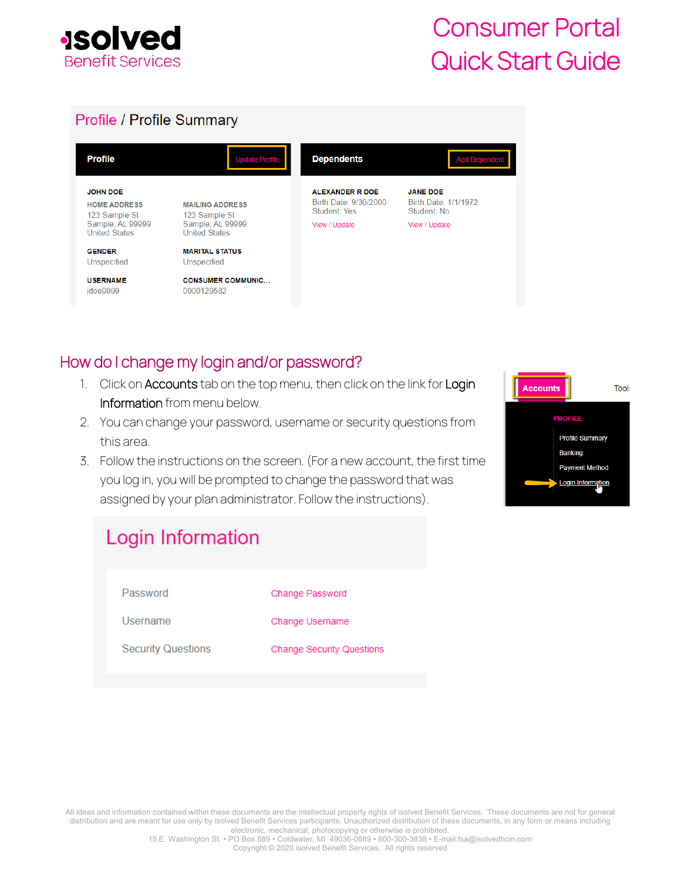## Profile / Profile Summary

**Profile** — Update Profile

JOHN DOE

| HOME ADDRESS | MAILING ADDRESS |
| --- | --- |
| 123 Sample St<br>Sample, AL 99999<br>United States | 123 Sample St<br>Sample, AL 99999<br>United States |

| GENDER | MARITAL STATUS |
| --- | --- |
| Unspecified | Unspecified |

| USERNAME | CONSUMER COMMUNIC... |
| --- | --- |
| jdoe9999 | 0000129582 |

**Dependents** — Add Dependent

| ALEXANDER R DOE | JANE DOE |
| --- | --- |
| Birth Date: 9/30/2000 | Birth Date: 1/1/1972 |
| Student: Yes | Student: No |
| View / Update | View / Update |

## How do I change my login and/or password?

1. Click on **Accounts** tab on the top menu, then click on the link for **Login Information** from menu below.
2. You can change your password, username or security questions from this area.
3. Follow the instructions on the screen. (For a new account, the first time you log in, you will be prompted to change the password that was assigned by your plan administrator. Follow the instructions).

**Accounts** — Tools

PROFILE
- Profile Summary
- Banking
- Payment Method
- Login Information

## Login Information

| | |
| --- | --- |
| Password | Change Password |
| Username | Change Username |
| Security Questions | Change Security Questions |

All ideas and information contained within these documents are the intellectual property rights of isolved Benefit Services. These documents are not for general distribution and are meant for use only by isolved Benefit Services participants. Unauthorized distribution of these documents, in any form or means including electronic, mechanical, photocopying or otherwise is prohibited.
15 E. Washington St. • PO Box 889 • Coldwater, MI 49036-0889 • 800-300-3838 • E-mail:fsa@isolvedhcm.com
Copyright © 2020 isolved Benefit Services. All rights reserved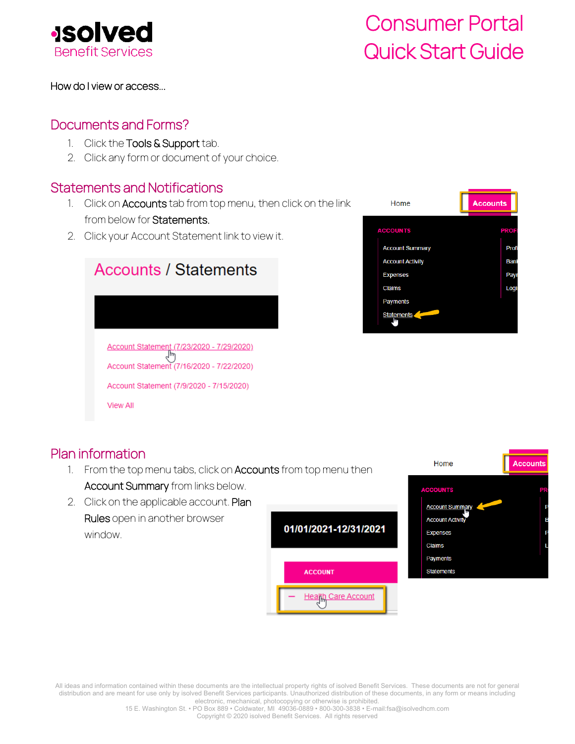# isolved Benefit Services

# Consumer Portal Quick Start Guide

How do I view or access...

## Documents and Forms?

1. Click the **Tools & Support** tab.
2. Click any form or document of your choice.

## Statements and Notifications

1. Click on **Accounts** tab from top menu, then click on the link from below for **Statements.**
2. Click your Account Statement link to view it.

Home | **Accounts**

ACCOUNTS
- Account Summary
- Account Activity
- Expenses
- Claims
- Payments
- Statements

**Accounts / Statements**

- Account Statement (7/23/2020 - 7/29/2020)
- Account Statement (7/16/2020 - 7/22/2020)
- Account Statement (7/9/2020 - 7/15/2020)
- View All

## Plan information

1. From the top menu tabs, click on **Accounts** from top menu then **Account Summary** from links below.
2. Click on the applicable account. **Plan Rules** open in another browser window.

Home | **Accounts**

ACCOUNTS
- Account Summary
- Account Activity
- Expenses
- Claims
- Payments
- Statements

**01/01/2021-12/31/2021**

ACCOUNT

– Health Care Account

All ideas and information contained within these documents are the intellectual property rights of isolved Benefit Services. These documents are not for general distribution and are meant for use only by isolved Benefit Services participants. Unauthorized distribution of these documents, in any form or means including electronic, mechanical, photocopying or otherwise is prohibited.
15 E. Washington St. • PO Box 889 • Coldwater, MI 49036-0889 • 800-300-3838 • E-mail:fsa@isolvedhcm.com
Copyright © 2020 isolved Benefit Services. All rights reserved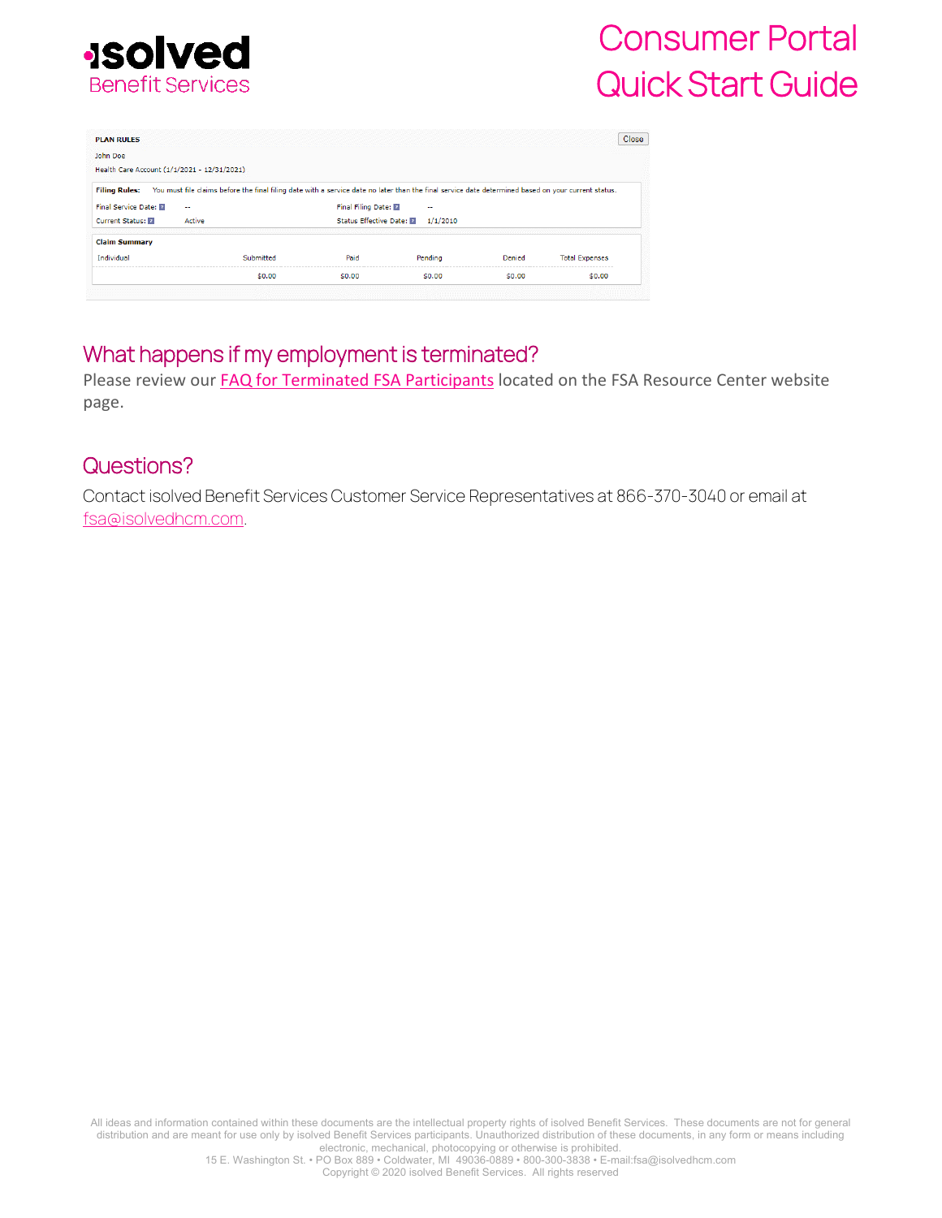PLAN RULES

John Doe

Health Care Account (1/1/2021 - 12/31/2021)

**Filing Rules:** You must file claims before the final filing date with a service date no later than the final service date determined based on your current status.

| | | | |
|---|---|---|---|
| Final Service Date: | -- | Final Filing Date: | -- |
| Current Status: | Active | Status Effective Date: | 1/1/2010 |

**Claim Summary**

| Individual | Submitted | Paid | Pending | Denied | Total Expenses |
|---|---|---|---|---|---|
| | $0.00 | $0.00 | $0.00 | $0.00 | $0.00 |

## What happens if my employment is terminated?

Please review our FAQ for Terminated FSA Participants located on the FSA Resource Center website page.

## Questions?

Contact isolved Benefit Services Customer Service Representatives at 866-370-3040 or email at fsa@isolvedhcm.com.

All ideas and information contained within these documents are the intellectual property rights of isolved Benefit Services. These documents are not for general distribution and are meant for use only by isolved Benefit Services participants. Unauthorized distribution of these documents, in any form or means including electronic, mechanical, photocopying or otherwise is prohibited.
15 E. Washington St. • PO Box 889 • Coldwater, MI 49036-0889 • 800-300-3838 • E-mail:fsa@isolvedhcm.com
Copyright © 2020 isolved Benefit Services. All rights reserved